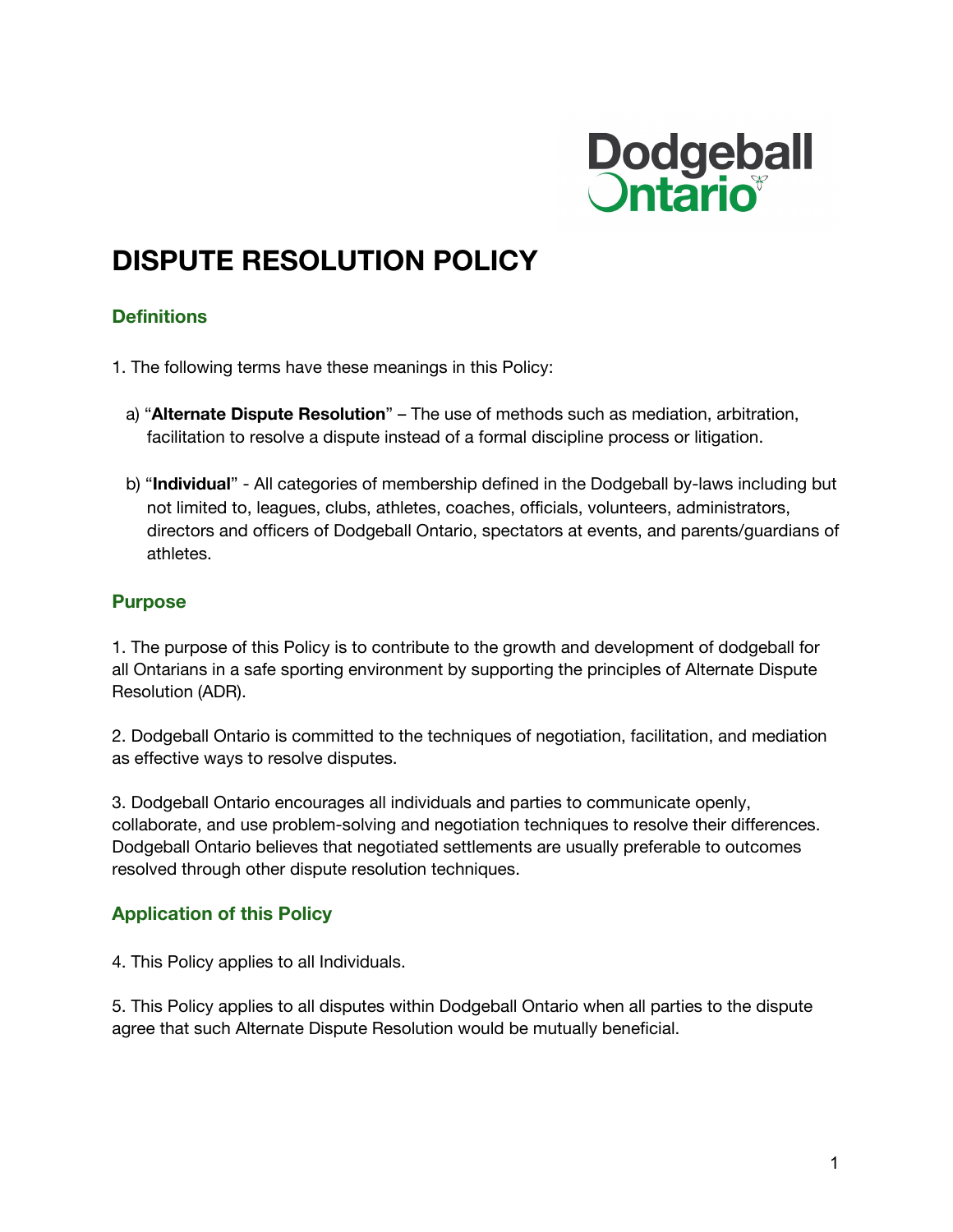Dodgeball Ontario

# DISPUTE RESOLUTION POLICY

## Definitions

1. The following terms have these meanings in this Policy:

   a) "**Alternate Dispute Resolution**" – The use of methods such as mediation, arbitration, facilitation to resolve a dispute instead of a formal discipline process or litigation.

   b) "**Individual**" - All categories of membership defined in the Dodgeball by-laws including but not limited to, leagues, clubs, athletes, coaches, officials, volunteers, administrators, directors and officers of Dodgeball Ontario, spectators at events, and parents/guardians of athletes.

## Purpose

1. The purpose of this Policy is to contribute to the growth and development of dodgeball for all Ontarians in a safe sporting environment by supporting the principles of Alternate Dispute Resolution (ADR).

2. Dodgeball Ontario is committed to the techniques of negotiation, facilitation, and mediation as effective ways to resolve disputes.

3. Dodgeball Ontario encourages all individuals and parties to communicate openly, collaborate, and use problem-solving and negotiation techniques to resolve their differences. Dodgeball Ontario believes that negotiated settlements are usually preferable to outcomes resolved through other dispute resolution techniques.

## Application of this Policy

4. This Policy applies to all Individuals.

5. This Policy applies to all disputes within Dodgeball Ontario when all parties to the dispute agree that such Alternate Dispute Resolution would be mutually beneficial.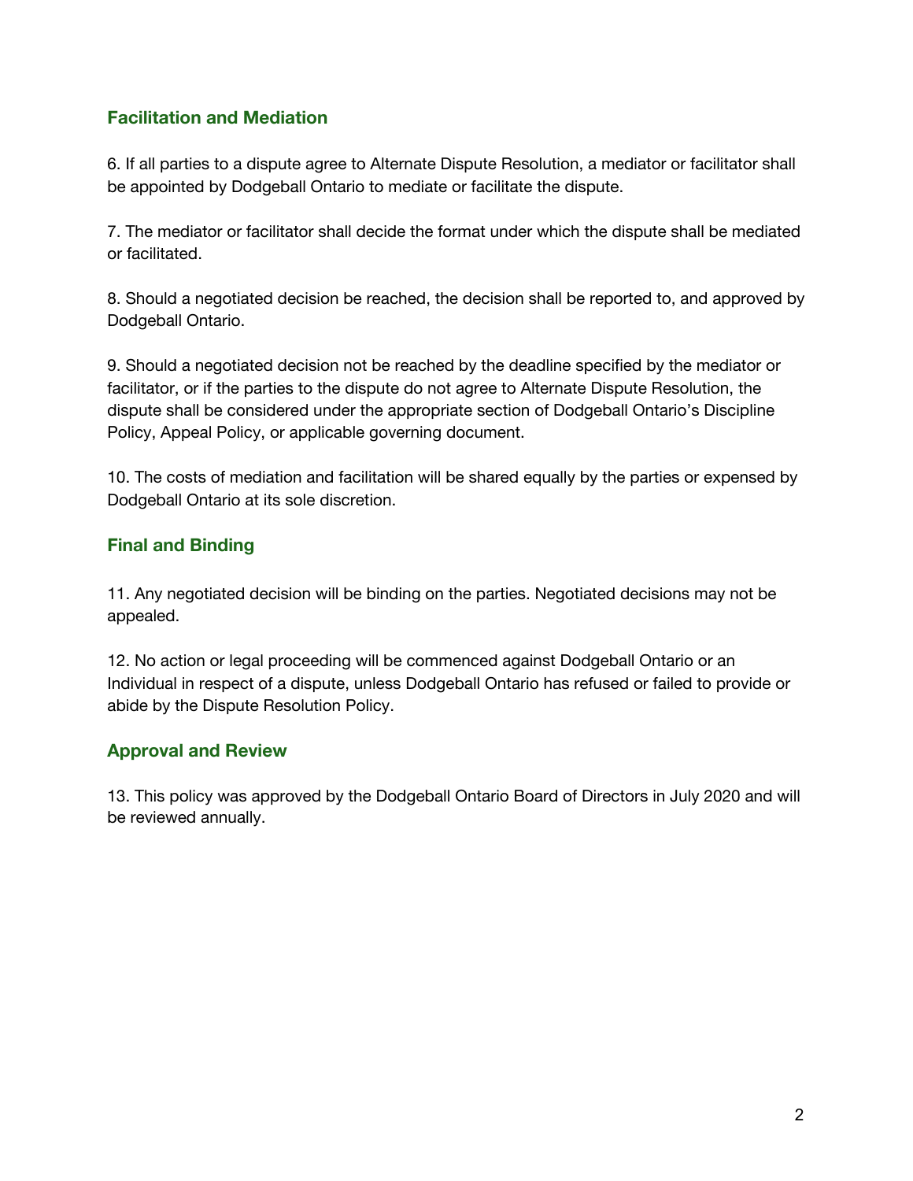## Facilitation and Mediation

6. If all parties to a dispute agree to Alternate Dispute Resolution, a mediator or facilitator shall be appointed by Dodgeball Ontario to mediate or facilitate the dispute.

7. The mediator or facilitator shall decide the format under which the dispute shall be mediated or facilitated.

8. Should a negotiated decision be reached, the decision shall be reported to, and approved by Dodgeball Ontario.

9. Should a negotiated decision not be reached by the deadline specified by the mediator or facilitator, or if the parties to the dispute do not agree to Alternate Dispute Resolution, the dispute shall be considered under the appropriate section of Dodgeball Ontario's Discipline Policy, Appeal Policy, or applicable governing document.

10. The costs of mediation and facilitation will be shared equally by the parties or expensed by Dodgeball Ontario at its sole discretion.

## Final and Binding

11. Any negotiated decision will be binding on the parties. Negotiated decisions may not be appealed.

12. No action or legal proceeding will be commenced against Dodgeball Ontario or an Individual in respect of a dispute, unless Dodgeball Ontario has refused or failed to provide or abide by the Dispute Resolution Policy.

## Approval and Review

13. This policy was approved by the Dodgeball Ontario Board of Directors in July 2020 and will be reviewed annually.